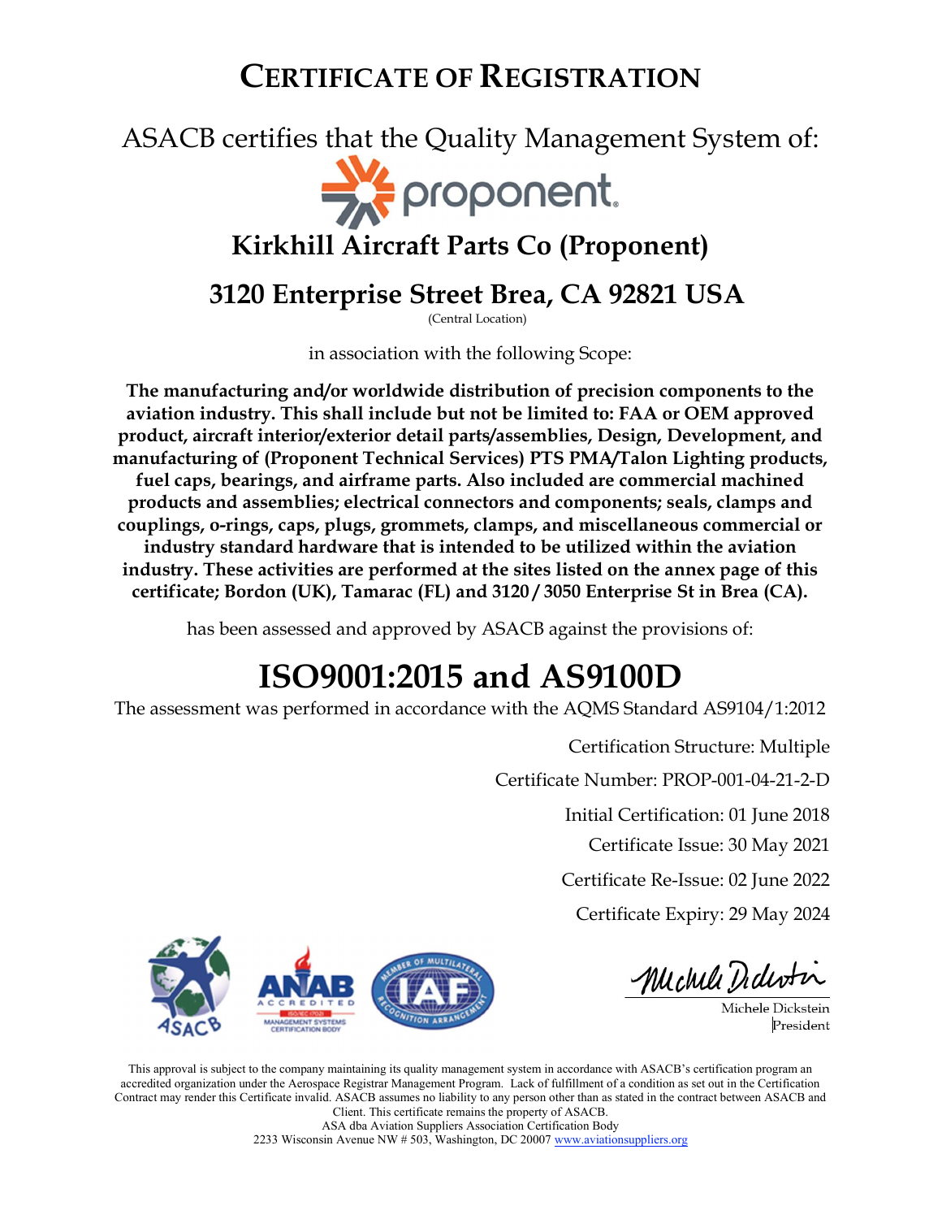# CERTIFICATE OF REGISTRATION

ASACB certifies that the Quality Management System of:

proponent.

## Kirkhill Aircraft Parts Co (Proponent)

## 3120 Enterprise Street Brea, CA 92821 USA

(Central Location)

in association with the following Scope:

**The manufacturing and/or worldwide distribution of precision components to the aviation industry. This shall include but not be limited to: FAA or OEM approved product, aircraft interior/exterior detail parts/assemblies, Design, Development, and manufacturing of (Proponent Technical Services) PTS PMA/Talon Lighting products, fuel caps, bearings, and airframe parts. Also included are commercial machined products and assemblies; electrical connectors and components; seals, clamps and couplings, o-rings, caps, plugs, grommets, clamps, and miscellaneous commercial or industry standard hardware that is intended to be utilized within the aviation industry. These activities are performed at the sites listed on the annex page of this certificate; Bordon (UK), Tamarac (FL) and 3120 / 3050 Enterprise St in Brea (CA).**

has been assessed and approved by ASACB against the provisions of:

# ISO9001:2015 and AS9100D

The assessment was performed in accordance with the AQMS Standard AS9104/1:2012

Certification Structure: Multiple

Certificate Number: PROP-001-04-21-2-D

Initial Certification: 01 June 2018

Certificate Issue: 30 May 2021

Certificate Re-Issue: 02 June 2022

Certificate Expiry: 29 May 2024

Michele Dickstein
President

This approval is subject to the company maintaining its quality management system in accordance with ASACB's certification program an accredited organization under the Aerospace Registrar Management Program. Lack of fulfillment of a condition as set out in the Certification Contract may render this Certificate invalid. ASACB assumes no liability to any person other than as stated in the contract between ASACB and Client. This certificate remains the property of ASACB.
ASA dba Aviation Suppliers Association Certification Body
2233 Wisconsin Avenue NW # 503, Washington, DC 20007 www.aviationsuppliers.org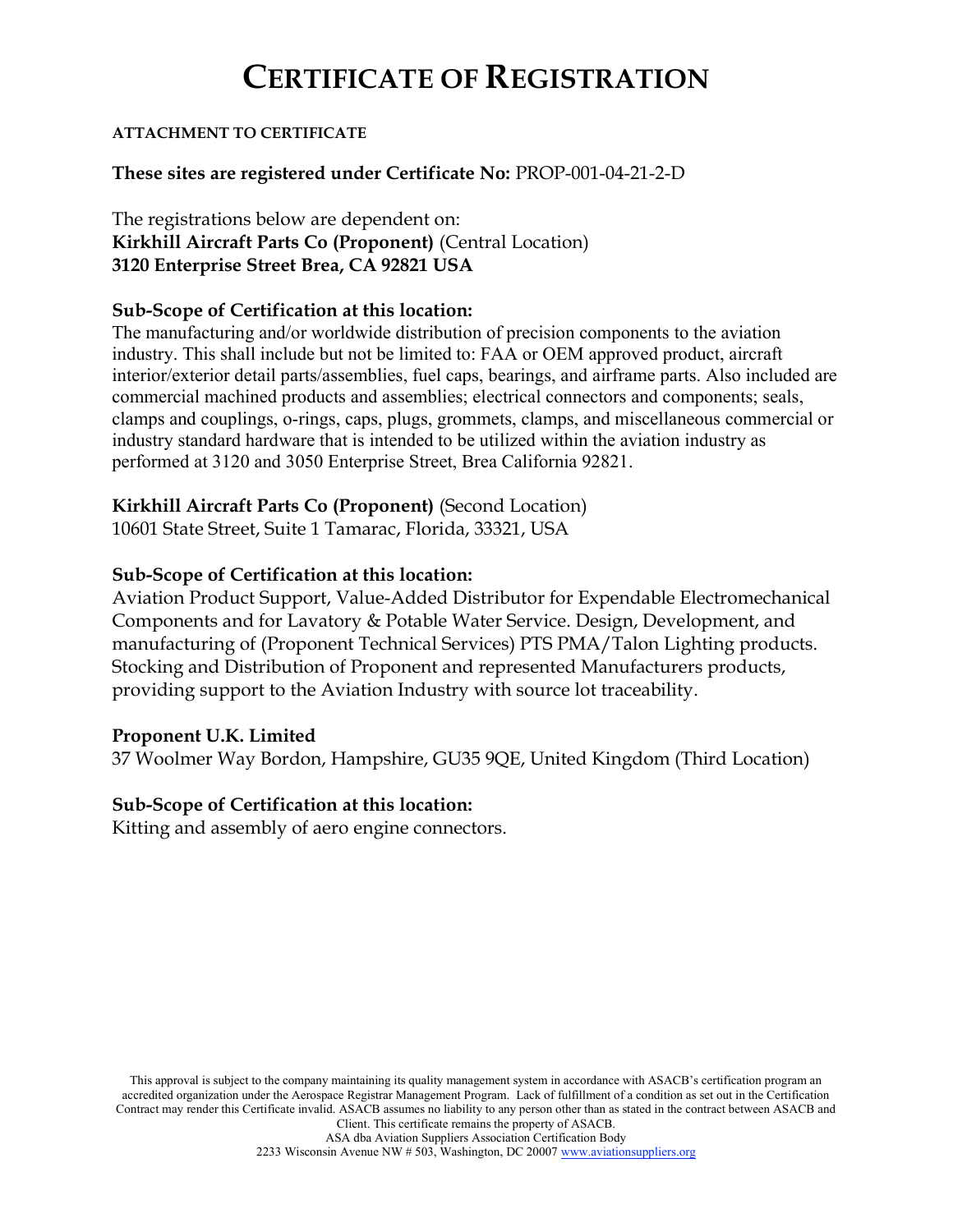# CERTIFICATE OF REGISTRATION

**ATTACHMENT TO CERTIFICATE**

**These sites are registered under Certificate No:** PROP-001-04-21-2-D

The registrations below are dependent on:
**Kirkhill Aircraft Parts Co (Proponent)** (Central Location)
**3120 Enterprise Street Brea, CA 92821 USA**

**Sub-Scope of Certification at this location:**
The manufacturing and/or worldwide distribution of precision components to the aviation industry. This shall include but not be limited to: FAA or OEM approved product, aircraft interior/exterior detail parts/assemblies, fuel caps, bearings, and airframe parts. Also included are commercial machined products and assemblies; electrical connectors and components; seals, clamps and couplings, o-rings, caps, plugs, grommets, clamps, and miscellaneous commercial or industry standard hardware that is intended to be utilized within the aviation industry as performed at 3120 and 3050 Enterprise Street, Brea California 92821.

**Kirkhill Aircraft Parts Co (Proponent)** (Second Location)
10601 State Street, Suite 1 Tamarac, Florida, 33321, USA

**Sub-Scope of Certification at this location:**
Aviation Product Support, Value-Added Distributor for Expendable Electromechanical Components and for Lavatory & Potable Water Service. Design, Development, and manufacturing of (Proponent Technical Services) PTS PMA/Talon Lighting products. Stocking and Distribution of Proponent and represented Manufacturers products, providing support to the Aviation Industry with source lot traceability.

**Proponent U.K. Limited**
37 Woolmer Way Bordon, Hampshire, GU35 9QE, United Kingdom (Third Location)

**Sub-Scope of Certification at this location:**
Kitting and assembly of aero engine connectors.

This approval is subject to the company maintaining its quality management system in accordance with ASACB's certification program an accredited organization under the Aerospace Registrar Management Program. Lack of fulfillment of a condition as set out in the Certification Contract may render this Certificate invalid. ASACB assumes no liability to any person other than as stated in the contract between ASACB and Client. This certificate remains the property of ASACB.
ASA dba Aviation Suppliers Association Certification Body
2233 Wisconsin Avenue NW # 503, Washington, DC 20007 www.aviationsuppliers.org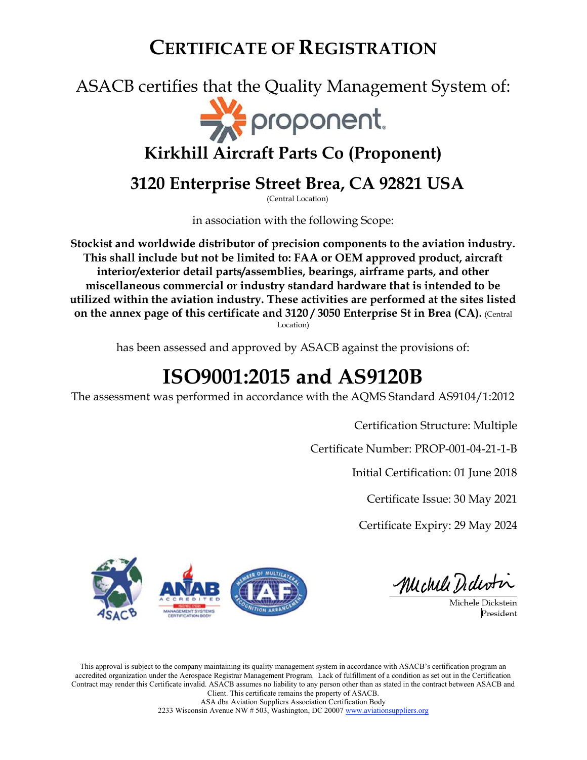# CERTIFICATE OF REGISTRATION

ASACB certifies that the Quality Management System of:

proponent.

## Kirkhill Aircraft Parts Co (Proponent)

## 3120 Enterprise Street Brea, CA 92821 USA

(Central Location)

in association with the following Scope:

**Stockist and worldwide distributor of precision components to the aviation industry. This shall include but not be limited to: FAA or OEM approved product, aircraft interior/exterior detail parts/assemblies, bearings, airframe parts, and other miscellaneous commercial or industry standard hardware that is intended to be utilized within the aviation industry. These activities are performed at the sites listed on the annex page of this certificate and 3120 / 3050 Enterprise St in Brea (CA).** (Central Location)

has been assessed and approved by ASACB against the provisions of:

# ISO9001:2015 and AS9120B

The assessment was performed in accordance with the AQMS Standard AS9104/1:2012

Certification Structure: Multiple

Certificate Number: PROP-001-04-21-1-B

Initial Certification: 01 June 2018

Certificate Issue: 30 May 2021

Certificate Expiry: 29 May 2024

ASACB ANAB ACCREDITED ISO/IEC 17021 MANAGEMENT SYSTEMS CERTIFICATION BODY IAF MEMBER OF MULTILATERAL RECOGNITION ARRANGEMENT

Michele Dickstein
President

This approval is subject to the company maintaining its quality management system in accordance with ASACB's certification program an accredited organization under the Aerospace Registrar Management Program. Lack of fulfillment of a condition as set out in the Certification Contract may render this Certificate invalid. ASACB assumes no liability to any person other than as stated in the contract between ASACB and Client. This certificate remains the property of ASACB.
ASA dba Aviation Suppliers Association Certification Body
2233 Wisconsin Avenue NW # 503, Washington, DC 20007 www.aviationsuppliers.org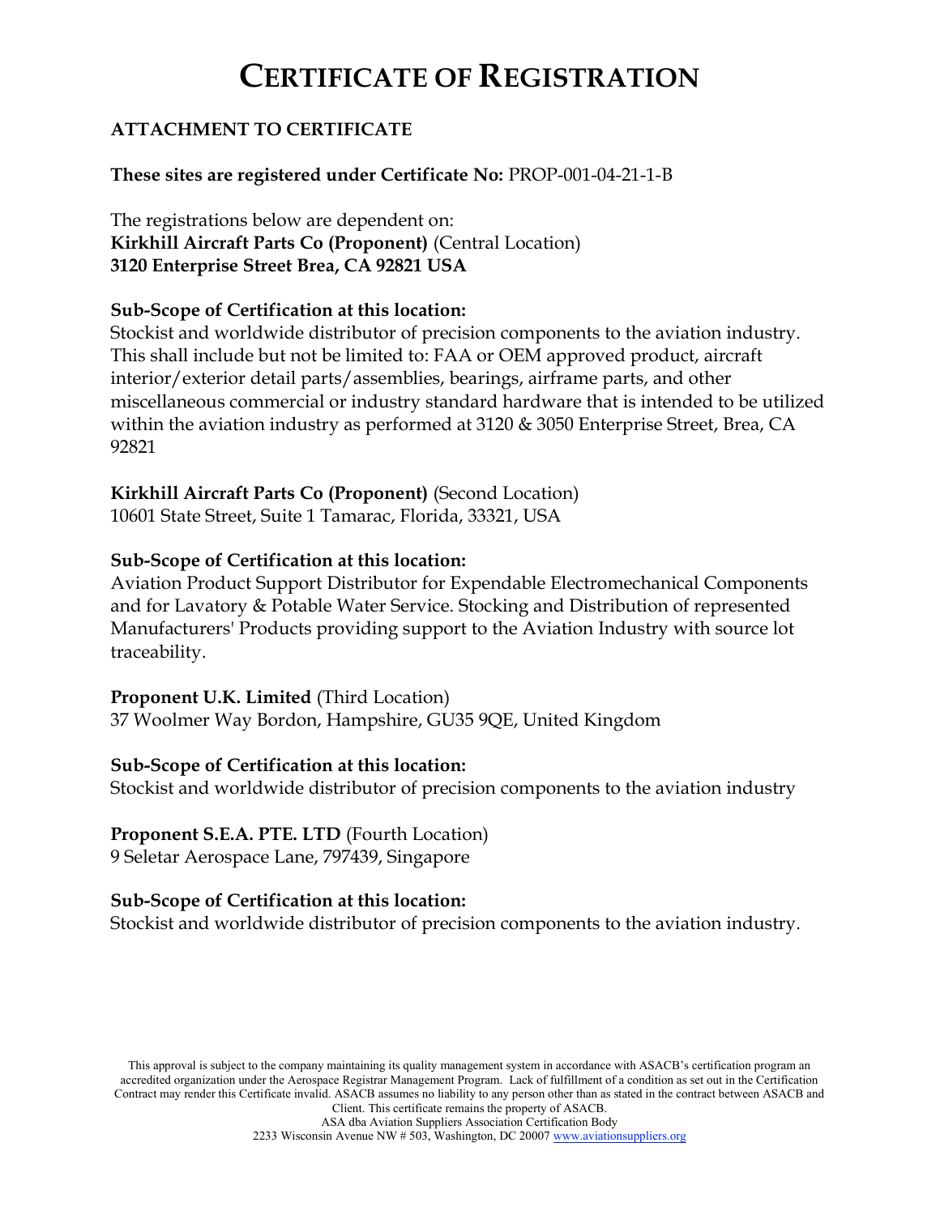# CERTIFICATE OF REGISTRATION

**ATTACHMENT TO CERTIFICATE**

**These sites are registered under Certificate No:** PROP-001-04-21-1-B

The registrations below are dependent on:
**Kirkhill Aircraft Parts Co (Proponent)** (Central Location)
**3120 Enterprise Street Brea, CA 92821 USA**

**Sub-Scope of Certification at this location:**
Stockist and worldwide distributor of precision components to the aviation industry. This shall include but not be limited to: FAA or OEM approved product, aircraft interior/exterior detail parts/assemblies, bearings, airframe parts, and other miscellaneous commercial or industry standard hardware that is intended to be utilized within the aviation industry as performed at 3120 & 3050 Enterprise Street, Brea, CA 92821

**Kirkhill Aircraft Parts Co (Proponent)** (Second Location)
10601 State Street, Suite 1 Tamarac, Florida, 33321, USA

**Sub-Scope of Certification at this location:**
Aviation Product Support Distributor for Expendable Electromechanical Components and for Lavatory & Potable Water Service. Stocking and Distribution of represented Manufacturers' Products providing support to the Aviation Industry with source lot traceability.

**Proponent U.K. Limited** (Third Location)
37 Woolmer Way Bordon, Hampshire, GU35 9QE, United Kingdom

**Sub-Scope of Certification at this location:**
Stockist and worldwide distributor of precision components to the aviation industry

**Proponent S.E.A. PTE. LTD** (Fourth Location)
9 Seletar Aerospace Lane, 797439, Singapore

**Sub-Scope of Certification at this location:**
Stockist and worldwide distributor of precision components to the aviation industry.

This approval is subject to the company maintaining its quality management system in accordance with ASACB's certification program an accredited organization under the Aerospace Registrar Management Program. Lack of fulfillment of a condition as set out in the Certification Contract may render this Certificate invalid. ASACB assumes no liability to any person other than as stated in the contract between ASACB and Client. This certificate remains the property of ASACB.
ASA dba Aviation Suppliers Association Certification Body
2233 Wisconsin Avenue NW # 503, Washington, DC 20007 www.aviationsuppliers.org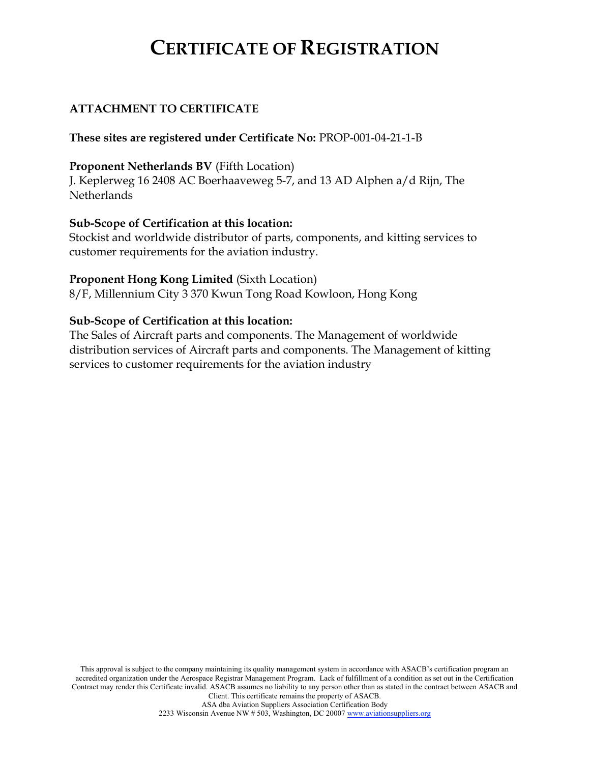# CERTIFICATE OF REGISTRATION

**ATTACHMENT TO CERTIFICATE**

**These sites are registered under Certificate No:** PROP-001-04-21-1-B

**Proponent Netherlands BV** (Fifth Location)
J. Keplerweg 16 2408 AC Boerhaaveweg 5-7, and 13 AD Alphen a/d Rijn, The Netherlands

**Sub-Scope of Certification at this location:**
Stockist and worldwide distributor of parts, components, and kitting services to customer requirements for the aviation industry.

**Proponent Hong Kong Limited** (Sixth Location)
8/F, Millennium City 3 370 Kwun Tong Road Kowloon, Hong Kong

**Sub-Scope of Certification at this location:**
The Sales of Aircraft parts and components. The Management of worldwide distribution services of Aircraft parts and components. The Management of kitting services to customer requirements for the aviation industry

This approval is subject to the company maintaining its quality management system in accordance with ASACB's certification program an accredited organization under the Aerospace Registrar Management Program. Lack of fulfillment of a condition as set out in the Certification Contract may render this Certificate invalid. ASACB assumes no liability to any person other than as stated in the contract between ASACB and Client. This certificate remains the property of ASACB.
ASA dba Aviation Suppliers Association Certification Body
2233 Wisconsin Avenue NW # 503, Washington, DC 20007 www.aviationsuppliers.org